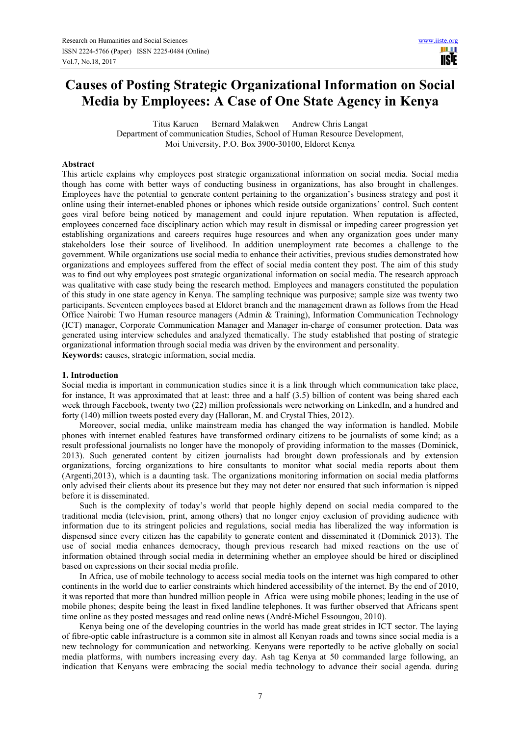# Causes of Posting Strategic Organizational Information on Social Media by Employees: A Case of One State Agency in Kenya

Titus Karuen Bernard Malakwen Andrew Chris Langat
Department of communication Studies, School of Human Resource Development,
Moi University, P.O. Box 3900-30100, Eldoret Kenya

## Abstract

This article explains why employees post strategic organizational information on social media. Social media though has come with better ways of conducting business in organizations, has also brought in challenges. Employees have the potential to generate content pertaining to the organization's business strategy and post it online using their internet-enabled phones or iphones which reside outside organizations' control. Such content goes viral before being noticed by management and could injure reputation. When reputation is affected, employees concerned face disciplinary action which may result in dismissal or impeding career progression yet establishing organizations and careers requires huge resources and when any organization goes under many stakeholders lose their source of livelihood. In addition unemployment rate becomes a challenge to the government. While organizations use social media to enhance their activities, previous studies demonstrated how organizations and employees suffered from the effect of social media content they post. The aim of this study was to find out why employees post strategic organizational information on social media. The research approach was qualitative with case study being the research method. Employees and managers constituted the population of this study in one state agency in Kenya. The sampling technique was purposive; sample size was twenty two participants. Seventeen employees based at Eldoret branch and the management drawn as follows from the Head Office Nairobi: Two Human resource managers (Admin & Training), Information Communication Technology (ICT) manager, Corporate Communication Manager and Manager in-charge of consumer protection. Data was generated using interview schedules and analyzed thematically. The study established that posting of strategic organizational information through social media was driven by the environment and personality.

**Keywords:** causes, strategic information, social media.

## 1. Introduction

Social media is important in communication studies since it is a link through which communication take place, for instance, It was approximated that at least: three and a half (3.5) billion of content was being shared each week through Facebook, twenty two (22) million professionals were networking on LinkedIn, and a hundred and forty (140) million tweets posted every day (Halloran, M. and Crystal Thies, 2012).

Moreover, social media, unlike mainstream media has changed the way information is handled. Mobile phones with internet enabled features have transformed ordinary citizens to be journalists of some kind; as a result professional journalists no longer have the monopoly of providing information to the masses (Dominick, 2013). Such generated content by citizen journalists had brought down professionals and by extension organizations, forcing organizations to hire consultants to monitor what social media reports about them (Argenti,2013), which is a daunting task. The organizations monitoring information on social media platforms only advised their clients about its presence but they may not deter nor ensured that such information is nipped before it is disseminated.

Such is the complexity of today's world that people highly depend on social media compared to the traditional media (television, print, among others) that no longer enjoy exclusion of providing audience with information due to its stringent policies and regulations, social media has liberalized the way information is dispensed since every citizen has the capability to generate content and disseminated it (Dominick 2013). The use of social media enhances democracy, though previous research had mixed reactions on the use of information obtained through social media in determining whether an employee should be hired or disciplined based on expressions on their social media profile.

In Africa, use of mobile technology to access social media tools on the internet was high compared to other continents in the world due to earlier constraints which hindered accessibility of the internet. By the end of 2010, it was reported that more than hundred million people in Africa were using mobile phones; leading in the use of mobile phones; despite being the least in fixed landline telephones. It was further observed that Africans spent time online as they posted messages and read online news (André-Michel Essoungou, 2010).

Kenya being one of the developing countries in the world has made great strides in ICT sector. The laying of fibre-optic cable infrastructure is a common site in almost all Kenyan roads and towns since social media is a new technology for communication and networking. Kenyans were reportedly to be active globally on social media platforms, with numbers increasing every day. Ash tag Kenya at 50 commanded large following, an indication that Kenyans were embracing the social media technology to advance their social agenda. during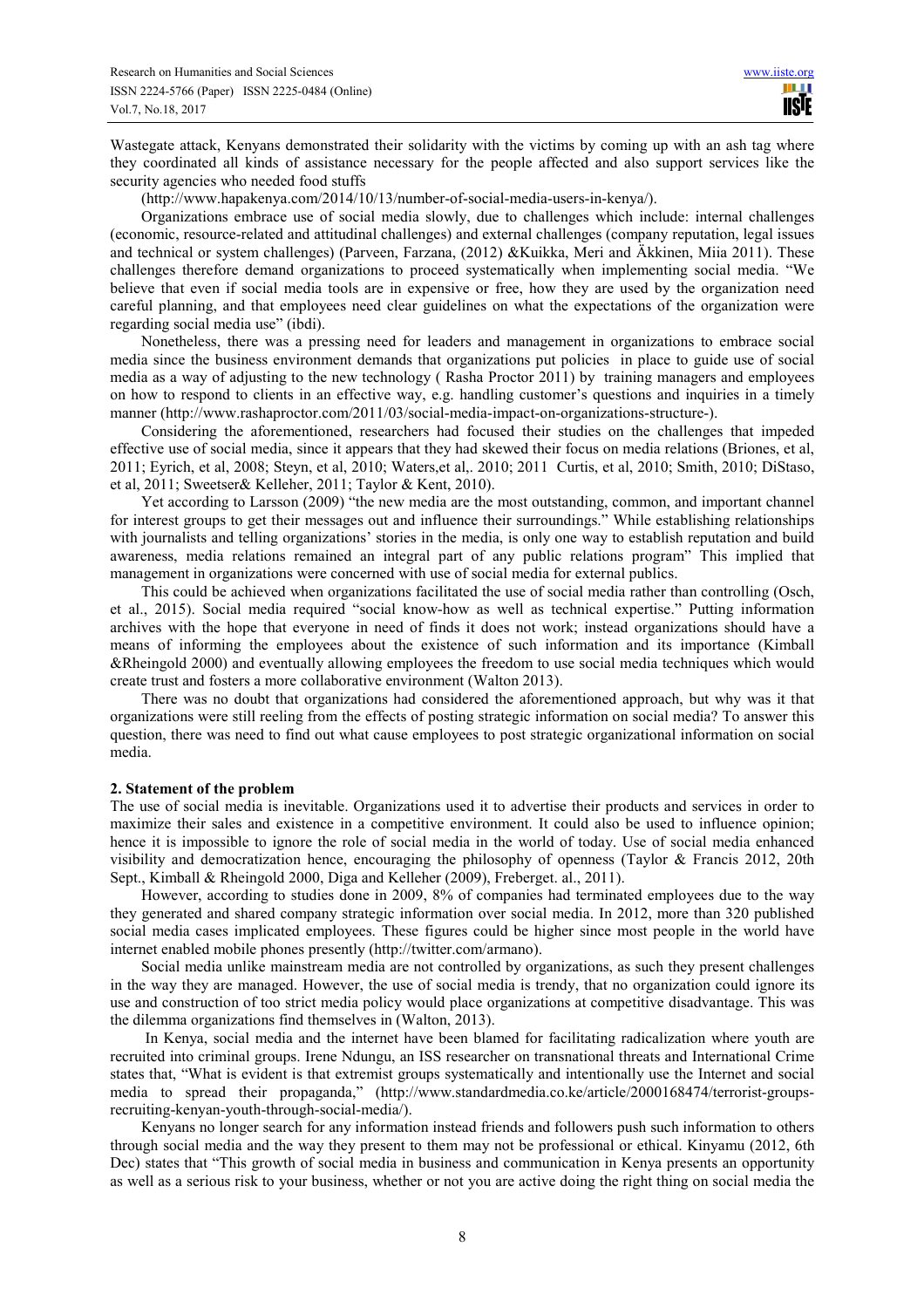Wastegate attack, Kenyans demonstrated their solidarity with the victims by coming up with an ash tag where they coordinated all kinds of assistance necessary for the people affected and also support services like the security agencies who needed food stuffs

(http://www.hapakenya.com/2014/10/13/number-of-social-media-users-in-kenya/).

Organizations embrace use of social media slowly, due to challenges which include: internal challenges (economic, resource-related and attitudinal challenges) and external challenges (company reputation, legal issues and technical or system challenges) (Parveen, Farzana, (2012) &Kuikka, Meri and Äkkinen, Miia 2011). These challenges therefore demand organizations to proceed systematically when implementing social media. "We believe that even if social media tools are in expensive or free, how they are used by the organization need careful planning, and that employees need clear guidelines on what the expectations of the organization were regarding social media use" (ibdi).

Nonetheless, there was a pressing need for leaders and management in organizations to embrace social media since the business environment demands that organizations put policies in place to guide use of social media as a way of adjusting to the new technology ( Rasha Proctor 2011) by training managers and employees on how to respond to clients in an effective way, e.g. handling customer's questions and inquiries in a timely manner (http://www.rashaproctor.com/2011/03/social-media-impact-on-organizations-structure-).

Considering the aforementioned, researchers had focused their studies on the challenges that impeded effective use of social media, since it appears that they had skewed their focus on media relations (Briones, et al, 2011; Eyrich, et al, 2008; Steyn, et al, 2010; Waters,et al,. 2010; 2011 Curtis, et al, 2010; Smith, 2010; DiStaso, et al, 2011; Sweetser& Kelleher, 2011; Taylor & Kent, 2010).

Yet according to Larsson (2009) "the new media are the most outstanding, common, and important channel for interest groups to get their messages out and influence their surroundings." While establishing relationships with journalists and telling organizations' stories in the media, is only one way to establish reputation and build awareness, media relations remained an integral part of any public relations program" This implied that management in organizations were concerned with use of social media for external publics.

This could be achieved when organizations facilitated the use of social media rather than controlling (Osch, et al., 2015). Social media required "social know-how as well as technical expertise." Putting information archives with the hope that everyone in need of finds it does not work; instead organizations should have a means of informing the employees about the existence of such information and its importance (Kimball &Rheingold 2000) and eventually allowing employees the freedom to use social media techniques which would create trust and fosters a more collaborative environment (Walton 2013).

There was no doubt that organizations had considered the aforementioned approach, but why was it that organizations were still reeling from the effects of posting strategic information on social media? To answer this question, there was need to find out what cause employees to post strategic organizational information on social media.

## 2. Statement of the problem

The use of social media is inevitable. Organizations used it to advertise their products and services in order to maximize their sales and existence in a competitive environment. It could also be used to influence opinion; hence it is impossible to ignore the role of social media in the world of today. Use of social media enhanced visibility and democratization hence, encouraging the philosophy of openness (Taylor & Francis 2012, 20th Sept., Kimball & Rheingold 2000, Diga and Kelleher (2009), Freberget. al., 2011).

However, according to studies done in 2009, 8% of companies had terminated employees due to the way they generated and shared company strategic information over social media. In 2012, more than 320 published social media cases implicated employees. These figures could be higher since most people in the world have internet enabled mobile phones presently (http://twitter.com/armano).

Social media unlike mainstream media are not controlled by organizations, as such they present challenges in the way they are managed. However, the use of social media is trendy, that no organization could ignore its use and construction of too strict media policy would place organizations at competitive disadvantage. This was the dilemma organizations find themselves in (Walton, 2013).

In Kenya, social media and the internet have been blamed for facilitating radicalization where youth are recruited into criminal groups. Irene Ndungu, an ISS researcher on transnational threats and International Crime states that, "What is evident is that extremist groups systematically and intentionally use the Internet and social media to spread their propaganda," (http://www.standardmedia.co.ke/article/2000168474/terrorist-groups-recruiting-kenyan-youth-through-social-media/).

Kenyans no longer search for any information instead friends and followers push such information to others through social media and the way they present to them may not be professional or ethical. Kinyamu (2012, 6th Dec) states that "This growth of social media in business and communication in Kenya presents an opportunity as well as a serious risk to your business, whether or not you are active doing the right thing on social media the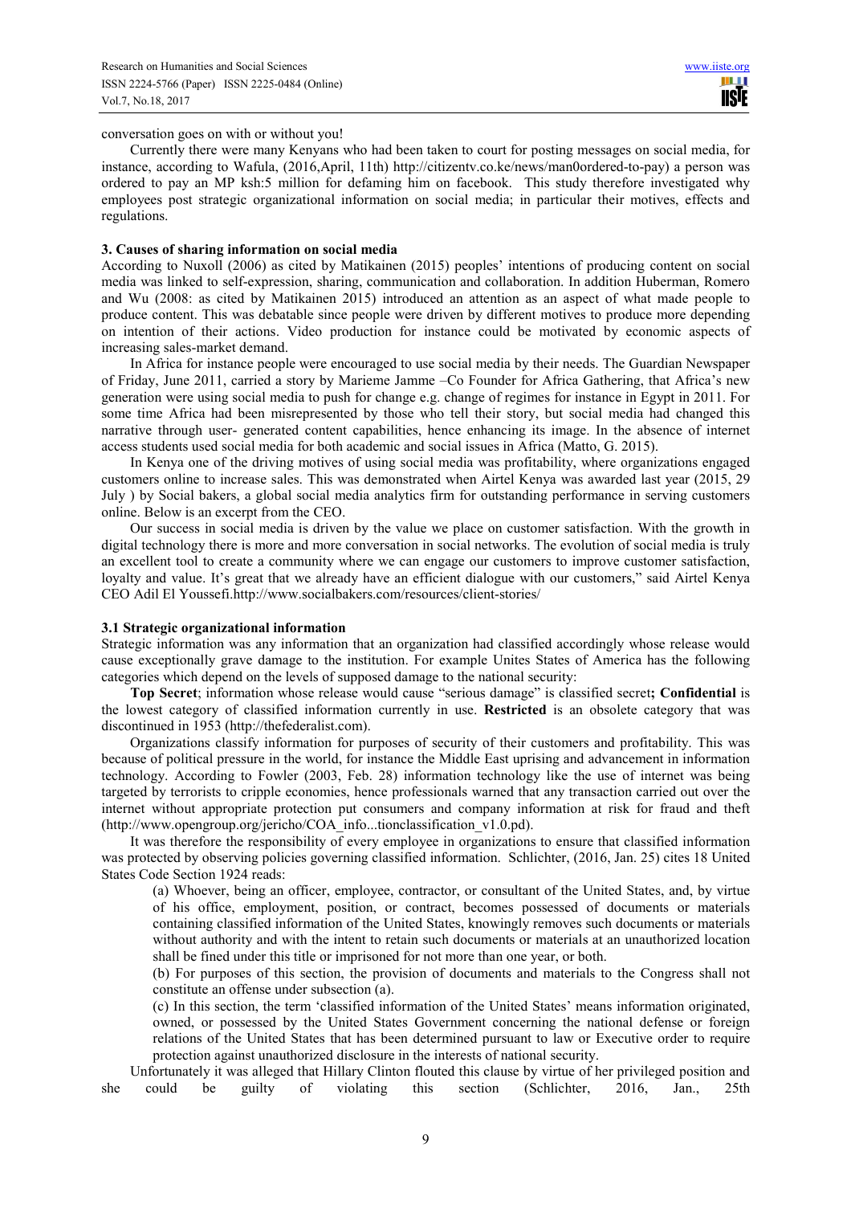conversation goes on with or without you!

Currently there were many Kenyans who had been taken to court for posting messages on social media, for instance, according to Wafula, (2016,April, 11th) http://citizentv.co.ke/news/man0ordered-to-pay) a person was ordered to pay an MP ksh:5 million for defaming him on facebook. This study therefore investigated why employees post strategic organizational information on social media; in particular their motives, effects and regulations.

## 3. Causes of sharing information on social media

According to Nuxoll (2006) as cited by Matikainen (2015) peoples' intentions of producing content on social media was linked to self-expression, sharing, communication and collaboration. In addition Huberman, Romero and Wu (2008: as cited by Matikainen 2015) introduced an attention as an aspect of what made people to produce content. This was debatable since people were driven by different motives to produce more depending on intention of their actions. Video production for instance could be motivated by economic aspects of increasing sales-market demand.

In Africa for instance people were encouraged to use social media by their needs. The Guardian Newspaper of Friday, June 2011, carried a story by Marieme Jamme –Co Founder for Africa Gathering, that Africa's new generation were using social media to push for change e.g. change of regimes for instance in Egypt in 2011. For some time Africa had been misrepresented by those who tell their story, but social media had changed this narrative through user- generated content capabilities, hence enhancing its image. In the absence of internet access students used social media for both academic and social issues in Africa (Matto, G. 2015).

In Kenya one of the driving motives of using social media was profitability, where organizations engaged customers online to increase sales. This was demonstrated when Airtel Kenya was awarded last year (2015, 29 July ) by Social bakers, a global social media analytics firm for outstanding performance in serving customers online. Below is an excerpt from the CEO.

Our success in social media is driven by the value we place on customer satisfaction. With the growth in digital technology there is more and more conversation in social networks. The evolution of social media is truly an excellent tool to create a community where we can engage our customers to improve customer satisfaction, loyalty and value. It's great that we already have an efficient dialogue with our customers," said Airtel Kenya CEO Adil El Youssefi.http://www.socialbakers.com/resources/client-stories/

### 3.1 Strategic organizational information

Strategic information was any information that an organization had classified accordingly whose release would cause exceptionally grave damage to the institution. For example Unites States of America has the following categories which depend on the levels of supposed damage to the national security:

**Top Secret**; information whose release would cause "serious damage" is classified secret**; Confidential** is the lowest category of classified information currently in use. **Restricted** is an obsolete category that was discontinued in 1953 (http://thefederalist.com).

Organizations classify information for purposes of security of their customers and profitability. This was because of political pressure in the world, for instance the Middle East uprising and advancement in information technology. According to Fowler (2003, Feb. 28) information technology like the use of internet was being targeted by terrorists to cripple economies, hence professionals warned that any transaction carried out over the internet without appropriate protection put consumers and company information at risk for fraud and theft (http://www.opengroup.org/jericho/COA_info...tionclassification_v1.0.pd).

It was therefore the responsibility of every employee in organizations to ensure that classified information was protected by observing policies governing classified information. Schlichter, (2016, Jan. 25) cites 18 United States Code Section 1924 reads:

> (a) Whoever, being an officer, employee, contractor, or consultant of the United States, and, by virtue of his office, employment, position, or contract, becomes possessed of documents or materials containing classified information of the United States, knowingly removes such documents or materials without authority and with the intent to retain such documents or materials at an unauthorized location shall be fined under this title or imprisoned for not more than one year, or both.
>
> (b) For purposes of this section, the provision of documents and materials to the Congress shall not constitute an offense under subsection (a).
>
> (c) In this section, the term 'classified information of the United States' means information originated, owned, or possessed by the United States Government concerning the national defense or foreign relations of the United States that has been determined pursuant to law or Executive order to require protection against unauthorized disclosure in the interests of national security.

Unfortunately it was alleged that Hillary Clinton flouted this clause by virtue of her privileged position and she could be guilty of violating this section (Schlichter, 2016, Jan., 25th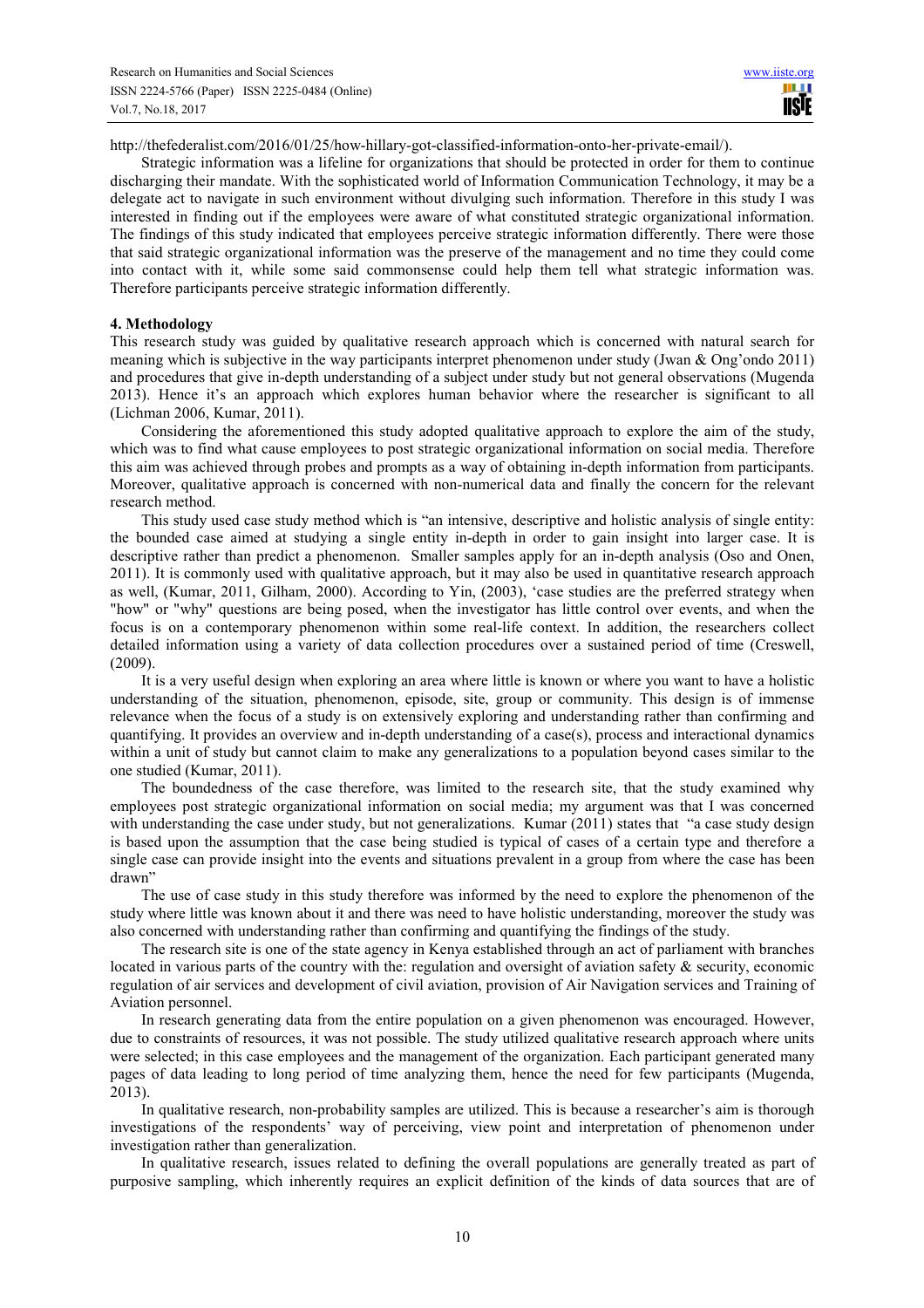http://thefederalist.com/2016/01/25/how-hillary-got-classified-information-onto-her-private-email/).

Strategic information was a lifeline for organizations that should be protected in order for them to continue discharging their mandate. With the sophisticated world of Information Communication Technology, it may be a delegate act to navigate in such environment without divulging such information. Therefore in this study I was interested in finding out if the employees were aware of what constituted strategic organizational information. The findings of this study indicated that employees perceive strategic information differently. There were those that said strategic organizational information was the preserve of the management and no time they could come into contact with it, while some said commonsense could help them tell what strategic information was. Therefore participants perceive strategic information differently.

## 4. Methodology

This research study was guided by qualitative research approach which is concerned with natural search for meaning which is subjective in the way participants interpret phenomenon under study (Jwan & Ong'ondo 2011) and procedures that give in-depth understanding of a subject under study but not general observations (Mugenda 2013). Hence it's an approach which explores human behavior where the researcher is significant to all (Lichman 2006, Kumar, 2011).

Considering the aforementioned this study adopted qualitative approach to explore the aim of the study, which was to find what cause employees to post strategic organizational information on social media. Therefore this aim was achieved through probes and prompts as a way of obtaining in-depth information from participants. Moreover, qualitative approach is concerned with non-numerical data and finally the concern for the relevant research method.

This study used case study method which is "an intensive, descriptive and holistic analysis of single entity: the bounded case aimed at studying a single entity in-depth in order to gain insight into larger case. It is descriptive rather than predict a phenomenon. Smaller samples apply for an in-depth analysis (Oso and Onen, 2011). It is commonly used with qualitative approach, but it may also be used in quantitative research approach as well, (Kumar, 2011, Gilham, 2000). According to Yin, (2003), 'case studies are the preferred strategy when "how" or "why" questions are being posed, when the investigator has little control over events, and when the focus is on a contemporary phenomenon within some real-life context. In addition, the researchers collect detailed information using a variety of data collection procedures over a sustained period of time (Creswell, (2009).

It is a very useful design when exploring an area where little is known or where you want to have a holistic understanding of the situation, phenomenon, episode, site, group or community. This design is of immense relevance when the focus of a study is on extensively exploring and understanding rather than confirming and quantifying. It provides an overview and in-depth understanding of a case(s), process and interactional dynamics within a unit of study but cannot claim to make any generalizations to a population beyond cases similar to the one studied (Kumar, 2011).

The boundedness of the case therefore, was limited to the research site, that the study examined why employees post strategic organizational information on social media; my argument was that I was concerned with understanding the case under study, but not generalizations. Kumar (2011) states that "a case study design is based upon the assumption that the case being studied is typical of cases of a certain type and therefore a single case can provide insight into the events and situations prevalent in a group from where the case has been drawn"

The use of case study in this study therefore was informed by the need to explore the phenomenon of the study where little was known about it and there was need to have holistic understanding, moreover the study was also concerned with understanding rather than confirming and quantifying the findings of the study.

The research site is one of the state agency in Kenya established through an act of parliament with branches located in various parts of the country with the: regulation and oversight of aviation safety & security, economic regulation of air services and development of civil aviation, provision of Air Navigation services and Training of Aviation personnel.

In research generating data from the entire population on a given phenomenon was encouraged. However, due to constraints of resources, it was not possible. The study utilized qualitative research approach where units were selected; in this case employees and the management of the organization. Each participant generated many pages of data leading to long period of time analyzing them, hence the need for few participants (Mugenda, 2013).

In qualitative research, non-probability samples are utilized. This is because a researcher's aim is thorough investigations of the respondents' way of perceiving, view point and interpretation of phenomenon under investigation rather than generalization.

In qualitative research, issues related to defining the overall populations are generally treated as part of purposive sampling, which inherently requires an explicit definition of the kinds of data sources that are of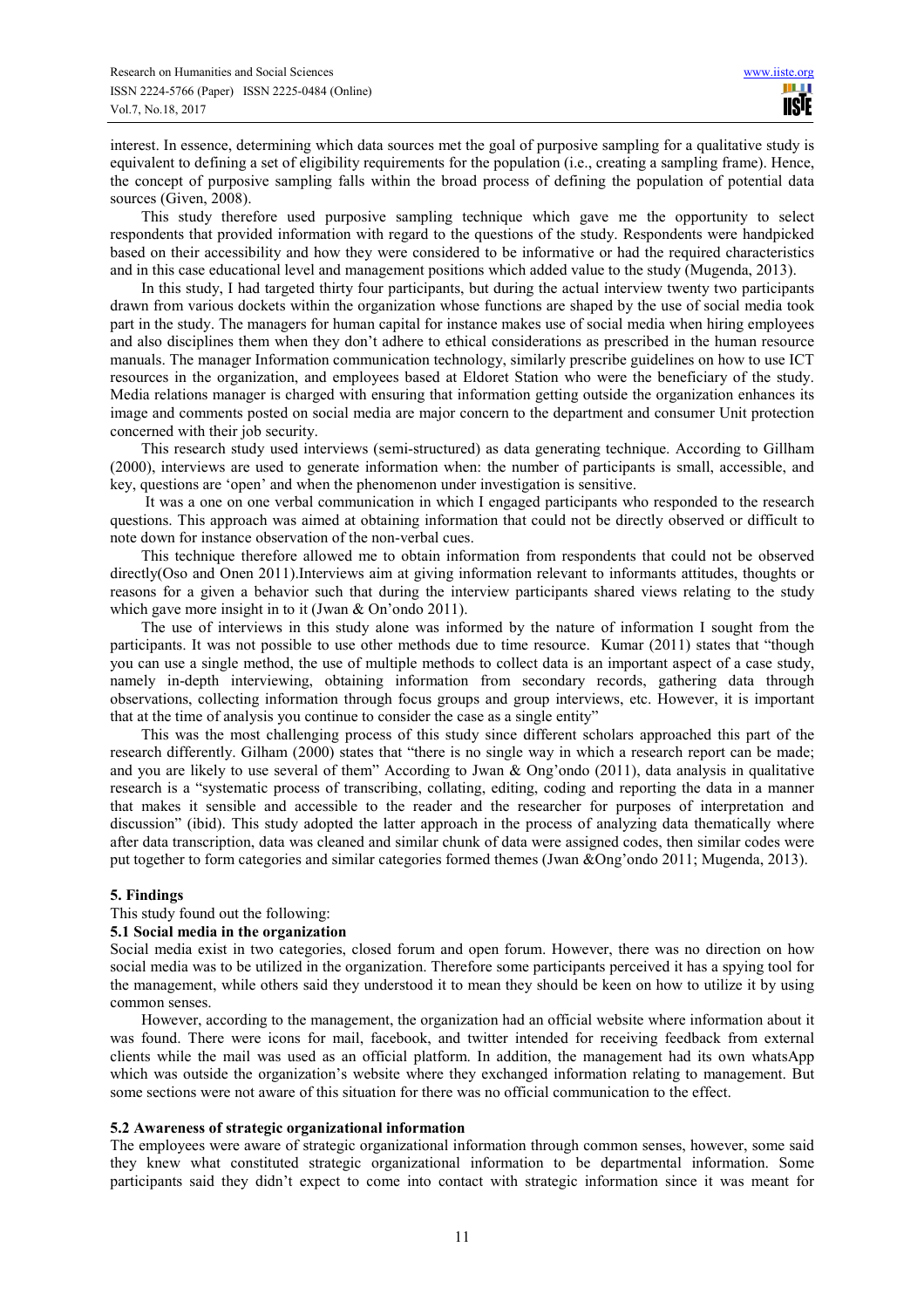interest. In essence, determining which data sources met the goal of purposive sampling for a qualitative study is equivalent to defining a set of eligibility requirements for the population (i.e., creating a sampling frame). Hence, the concept of purposive sampling falls within the broad process of defining the population of potential data sources (Given, 2008).

This study therefore used purposive sampling technique which gave me the opportunity to select respondents that provided information with regard to the questions of the study. Respondents were handpicked based on their accessibility and how they were considered to be informative or had the required characteristics and in this case educational level and management positions which added value to the study (Mugenda, 2013).

In this study, I had targeted thirty four participants, but during the actual interview twenty two participants drawn from various dockets within the organization whose functions are shaped by the use of social media took part in the study. The managers for human capital for instance makes use of social media when hiring employees and also disciplines them when they don't adhere to ethical considerations as prescribed in the human resource manuals. The manager Information communication technology, similarly prescribe guidelines on how to use ICT resources in the organization, and employees based at Eldoret Station who were the beneficiary of the study. Media relations manager is charged with ensuring that information getting outside the organization enhances its image and comments posted on social media are major concern to the department and consumer Unit protection concerned with their job security.

This research study used interviews (semi-structured) as data generating technique. According to Gillham (2000), interviews are used to generate information when: the number of participants is small, accessible, and key, questions are 'open' and when the phenomenon under investigation is sensitive.

It was a one on one verbal communication in which I engaged participants who responded to the research questions. This approach was aimed at obtaining information that could not be directly observed or difficult to note down for instance observation of the non-verbal cues.

This technique therefore allowed me to obtain information from respondents that could not be observed directly(Oso and Onen 2011).Interviews aim at giving information relevant to informants attitudes, thoughts or reasons for a given a behavior such that during the interview participants shared views relating to the study which gave more insight in to it (Jwan & On'ondo 2011).

The use of interviews in this study alone was informed by the nature of information I sought from the participants. It was not possible to use other methods due to time resource. Kumar (2011) states that "though you can use a single method, the use of multiple methods to collect data is an important aspect of a case study, namely in-depth interviewing, obtaining information from secondary records, gathering data through observations, collecting information through focus groups and group interviews, etc. However, it is important that at the time of analysis you continue to consider the case as a single entity"

This was the most challenging process of this study since different scholars approached this part of the research differently. Gilham (2000) states that "there is no single way in which a research report can be made; and you are likely to use several of them" According to Jwan & Ong'ondo (2011), data analysis in qualitative research is a "systematic process of transcribing, collating, editing, coding and reporting the data in a manner that makes it sensible and accessible to the reader and the researcher for purposes of interpretation and discussion" (ibid). This study adopted the latter approach in the process of analyzing data thematically where after data transcription, data was cleaned and similar chunk of data were assigned codes, then similar codes were put together to form categories and similar categories formed themes (Jwan &Ong'ondo 2011; Mugenda, 2013).

## 5. Findings

This study found out the following:

### 5.1 Social media in the organization

Social media exist in two categories, closed forum and open forum. However, there was no direction on how social media was to be utilized in the organization. Therefore some participants perceived it has a spying tool for the management, while others said they understood it to mean they should be keen on how to utilize it by using common senses.

However, according to the management, the organization had an official website where information about it was found. There were icons for mail, facebook, and twitter intended for receiving feedback from external clients while the mail was used as an official platform. In addition, the management had its own whatsApp which was outside the organization's website where they exchanged information relating to management. But some sections were not aware of this situation for there was no official communication to the effect.

### 5.2 Awareness of strategic organizational information

The employees were aware of strategic organizational information through common senses, however, some said they knew what constituted strategic organizational information to be departmental information. Some participants said they didn't expect to come into contact with strategic information since it was meant for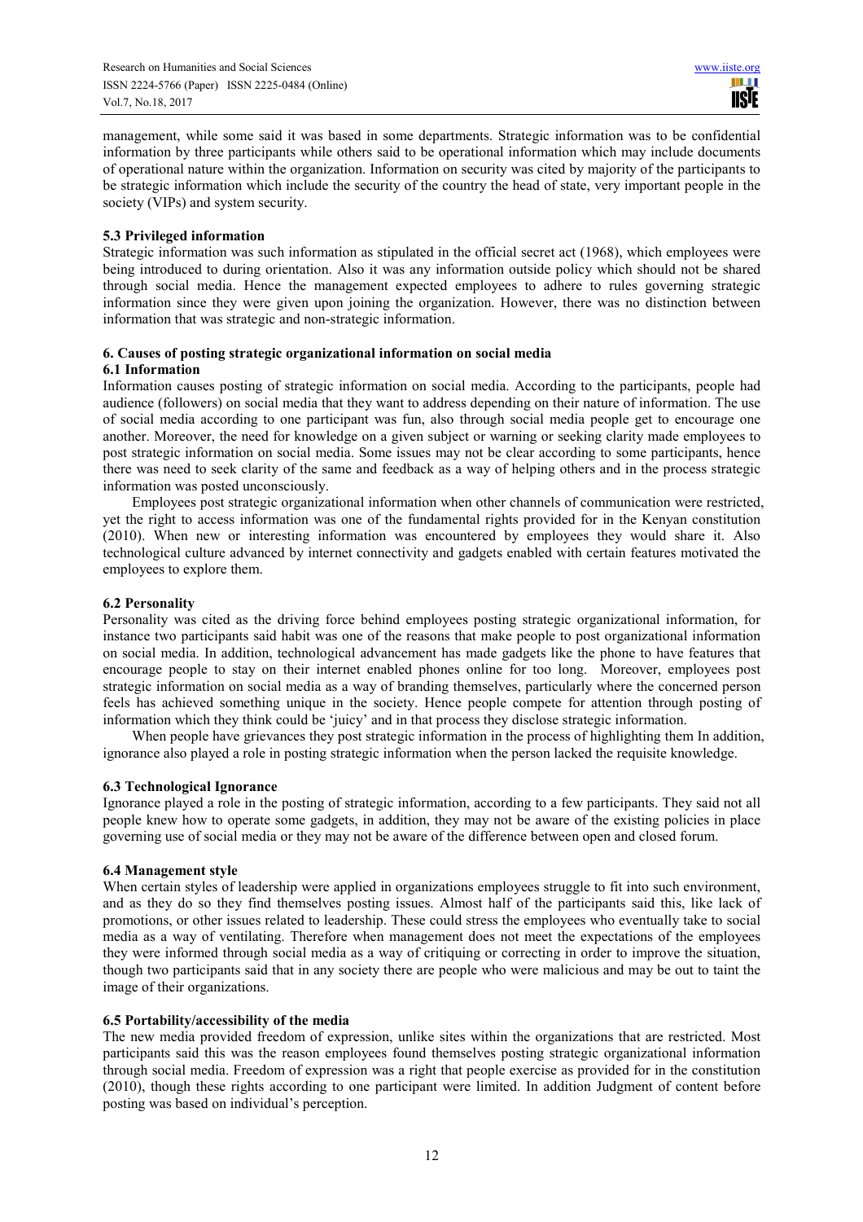management, while some said it was based in some departments. Strategic information was to be confidential information by three participants while others said to be operational information which may include documents of operational nature within the organization. Information on security was cited by majority of the participants to be strategic information which include the security of the country the head of state, very important people in the society (VIPs) and system security.

### 5.3 Privileged information

Strategic information was such information as stipulated in the official secret act (1968), which employees were being introduced to during orientation. Also it was any information outside policy which should not be shared through social media. Hence the management expected employees to adhere to rules governing strategic information since they were given upon joining the organization. However, there was no distinction between information that was strategic and non-strategic information.

## 6. Causes of posting strategic organizational information on social media

### 6.1 Information

Information causes posting of strategic information on social media. According to the participants, people had audience (followers) on social media that they want to address depending on their nature of information. The use of social media according to one participant was fun, also through social media people get to encourage one another. Moreover, the need for knowledge on a given subject or warning or seeking clarity made employees to post strategic information on social media. Some issues may not be clear according to some participants, hence there was need to seek clarity of the same and feedback as a way of helping others and in the process strategic information was posted unconsciously.

Employees post strategic organizational information when other channels of communication were restricted, yet the right to access information was one of the fundamental rights provided for in the Kenyan constitution (2010). When new or interesting information was encountered by employees they would share it. Also technological culture advanced by internet connectivity and gadgets enabled with certain features motivated the employees to explore them.

### 6.2 Personality

Personality was cited as the driving force behind employees posting strategic organizational information, for instance two participants said habit was one of the reasons that make people to post organizational information on social media. In addition, technological advancement has made gadgets like the phone to have features that encourage people to stay on their internet enabled phones online for too long. Moreover, employees post strategic information on social media as a way of branding themselves, particularly where the concerned person feels has achieved something unique in the society. Hence people compete for attention through posting of information which they think could be 'juicy' and in that process they disclose strategic information.

When people have grievances they post strategic information in the process of highlighting them In addition, ignorance also played a role in posting strategic information when the person lacked the requisite knowledge.

### 6.3 Technological Ignorance

Ignorance played a role in the posting of strategic information, according to a few participants. They said not all people knew how to operate some gadgets, in addition, they may not be aware of the existing policies in place governing use of social media or they may not be aware of the difference between open and closed forum.

### 6.4 Management style

When certain styles of leadership were applied in organizations employees struggle to fit into such environment, and as they do so they find themselves posting issues. Almost half of the participants said this, like lack of promotions, or other issues related to leadership. These could stress the employees who eventually take to social media as a way of ventilating. Therefore when management does not meet the expectations of the employees they were informed through social media as a way of critiquing or correcting in order to improve the situation, though two participants said that in any society there are people who were malicious and may be out to taint the image of their organizations.

### 6.5 Portability/accessibility of the media

The new media provided freedom of expression, unlike sites within the organizations that are restricted. Most participants said this was the reason employees found themselves posting strategic organizational information through social media. Freedom of expression was a right that people exercise as provided for in the constitution (2010), though these rights according to one participant were limited. In addition Judgment of content before posting was based on individual's perception.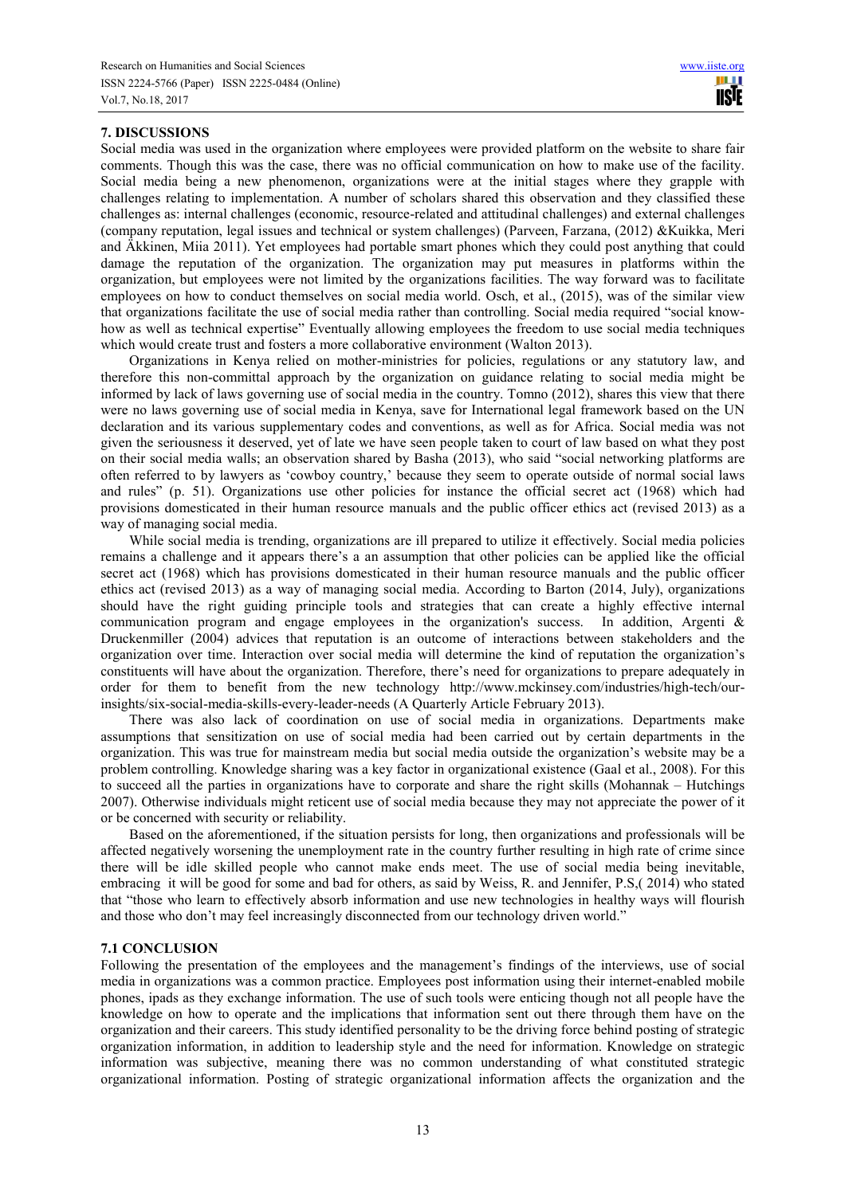## 7. DISCUSSIONS

Social media was used in the organization where employees were provided platform on the website to share fair comments. Though this was the case, there was no official communication on how to make use of the facility. Social media being a new phenomenon, organizations were at the initial stages where they grapple with challenges relating to implementation. A number of scholars shared this observation and they classified these challenges as: internal challenges (economic, resource-related and attitudinal challenges) and external challenges (company reputation, legal issues and technical or system challenges) (Parveen, Farzana, (2012) &Kuikka, Meri and Äkkinen, Miia 2011). Yet employees had portable smart phones which they could post anything that could damage the reputation of the organization. The organization may put measures in platforms within the organization, but employees were not limited by the organizations facilities. The way forward was to facilitate employees on how to conduct themselves on social media world. Osch, et al., (2015), was of the similar view that organizations facilitate the use of social media rather than controlling. Social media required "social know-how as well as technical expertise" Eventually allowing employees the freedom to use social media techniques which would create trust and fosters a more collaborative environment (Walton 2013).

Organizations in Kenya relied on mother-ministries for policies, regulations or any statutory law, and therefore this non-committal approach by the organization on guidance relating to social media might be informed by lack of laws governing use of social media in the country. Tomno (2012), shares this view that there were no laws governing use of social media in Kenya, save for International legal framework based on the UN declaration and its various supplementary codes and conventions, as well as for Africa. Social media was not given the seriousness it deserved, yet of late we have seen people taken to court of law based on what they post on their social media walls; an observation shared by Basha (2013), who said "social networking platforms are often referred to by lawyers as 'cowboy country,' because they seem to operate outside of normal social laws and rules" (p. 51). Organizations use other policies for instance the official secret act (1968) which had provisions domesticated in their human resource manuals and the public officer ethics act (revised 2013) as a way of managing social media.

While social media is trending, organizations are ill prepared to utilize it effectively. Social media policies remains a challenge and it appears there's a an assumption that other policies can be applied like the official secret act (1968) which has provisions domesticated in their human resource manuals and the public officer ethics act (revised 2013) as a way of managing social media. According to Barton (2014, July), organizations should have the right guiding principle tools and strategies that can create a highly effective internal communication program and engage employees in the organization's success. In addition, Argenti & Druckenmiller (2004) advices that reputation is an outcome of interactions between stakeholders and the organization over time. Interaction over social media will determine the kind of reputation the organization's constituents will have about the organization. Therefore, there's need for organizations to prepare adequately in order for them to benefit from the new technology http://www.mckinsey.com/industries/high-tech/our-insights/six-social-media-skills-every-leader-needs (A Quarterly Article February 2013).

There was also lack of coordination on use of social media in organizations. Departments make assumptions that sensitization on use of social media had been carried out by certain departments in the organization. This was true for mainstream media but social media outside the organization's website may be a problem controlling. Knowledge sharing was a key factor in organizational existence (Gaal et al., 2008). For this to succeed all the parties in organizations have to corporate and share the right skills (Mohannak – Hutchings 2007). Otherwise individuals might reticent use of social media because they may not appreciate the power of it or be concerned with security or reliability.

Based on the aforementioned, if the situation persists for long, then organizations and professionals will be affected negatively worsening the unemployment rate in the country further resulting in high rate of crime since there will be idle skilled people who cannot make ends meet. The use of social media being inevitable, embracing it will be good for some and bad for others, as said by Weiss, R. and Jennifer, P.S,( 2014) who stated that "those who learn to effectively absorb information and use new technologies in healthy ways will flourish and those who don't may feel increasingly disconnected from our technology driven world."

### 7.1 CONCLUSION

Following the presentation of the employees and the management's findings of the interviews, use of social media in organizations was a common practice. Employees post information using their internet-enabled mobile phones, ipads as they exchange information. The use of such tools were enticing though not all people have the knowledge on how to operate and the implications that information sent out there through them have on the organization and their careers. This study identified personality to be the driving force behind posting of strategic organization information, in addition to leadership style and the need for information. Knowledge on strategic information was subjective, meaning there was no common understanding of what constituted strategic organizational information. Posting of strategic organizational information affects the organization and the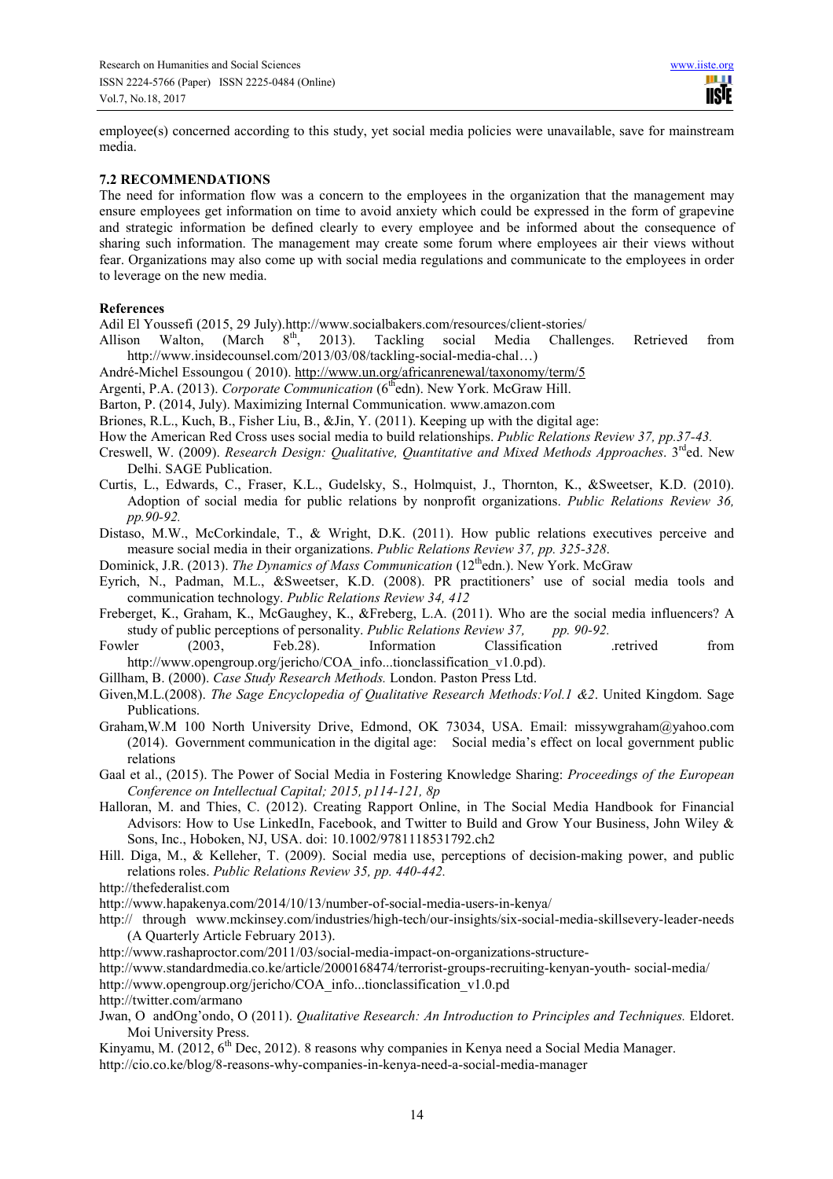employee(s) concerned according to this study, yet social media policies were unavailable, save for mainstream media.

### 7.2 RECOMMENDATIONS

The need for information flow was a concern to the employees in the organization that the management may ensure employees get information on time to avoid anxiety which could be expressed in the form of grapevine and strategic information be defined clearly to every employee and be informed about the consequence of sharing such information. The management may create some forum where employees air their views without fear. Organizations may also come up with social media regulations and communicate to the employees in order to leverage on the new media.

### References

Adil El Youssefi (2015, 29 July).http://www.socialbakers.com/resources/client-stories/

Allison Walton, (March 8th, 2013). Tackling social Media Challenges. Retrieved from http://www.insidecounsel.com/2013/03/08/tackling-social-media-chal…)

André-Michel Essoungou ( 2010). http://www.un.org/africanrenewal/taxonomy/term/5

Argenti, P.A. (2013). *Corporate Communication* (6thedn). New York. McGraw Hill.

Barton, P. (2014, July). Maximizing Internal Communication. www.amazon.com

Briones, R.L., Kuch, B., Fisher Liu, B., &Jin, Y. (2011). Keeping up with the digital age:

How the American Red Cross uses social media to build relationships. *Public Relations Review 37, pp.37-43.*

Creswell, W. (2009). *Research Design: Qualitative, Quantitative and Mixed Methods Approaches*. 3rded. New Delhi. SAGE Publication.

Curtis, L., Edwards, C., Fraser, K.L., Gudelsky, S., Holmquist, J., Thornton, K., &Sweetser, K.D. (2010). Adoption of social media for public relations by nonprofit organizations. *Public Relations Review 36, pp.90-92.*

Distaso, M.W., McCorkindale, T., & Wright, D.K. (2011). How public relations executives perceive and measure social media in their organizations. *Public Relations Review 37, pp. 325-328*.

Dominick, J.R. (2013). *The Dynamics of Mass Communication* (12thedn.). New York. McGraw

Eyrich, N., Padman, M.L., &Sweetser, K.D. (2008). PR practitioners' use of social media tools and communication technology. *Public Relations Review 34, 412*

Freberget, K., Graham, K., McGaughey, K., &Freberg, L.A. (2011). Who are the social media influencers? A study of public perceptions of personality. *Public Relations Review 37, pp. 90-92.*

Fowler (2003, Feb.28). Information Classification .retrived from http://www.opengroup.org/jericho/COA_info...tionclassification_v1.0.pd).

Gillham, B. (2000). *Case Study Research Methods.* London. Paston Press Ltd.

Given,M.L.(2008). *The Sage Encyclopedia of Qualitative Research Methods:Vol.1 &2*. United Kingdom. Sage Publications.

Graham,W.M 100 North University Drive, Edmond, OK 73034, USA. Email: missywgraham@yahoo.com (2014). Government communication in the digital age: Social media's effect on local government public relations

Gaal et al., (2015). The Power of Social Media in Fostering Knowledge Sharing: *Proceedings of the European Conference on Intellectual Capital; 2015, p114-121, 8p*

Halloran, M. and Thies, C. (2012). Creating Rapport Online, in The Social Media Handbook for Financial Advisors: How to Use LinkedIn, Facebook, and Twitter to Build and Grow Your Business, John Wiley & Sons, Inc., Hoboken, NJ, USA. doi: 10.1002/9781118531792.ch2

Hill. Diga, M., & Kelleher, T. (2009). Social media use, perceptions of decision-making power, and public relations roles. *Public Relations Review 35, pp. 440-442.*

http://thefederalist.com

http://www.hapakenya.com/2014/10/13/number-of-social-media-users-in-kenya/

http:// through www.mckinsey.com/industries/high-tech/our-insights/six-social-media-skillsevery-leader-needs (A Quarterly Article February 2013).

http://www.rashaproctor.com/2011/03/social-media-impact-on-organizations-structure-

http://www.standardmedia.co.ke/article/2000168474/terrorist-groups-recruiting-kenyan-youth- social-media/

http://www.opengroup.org/jericho/COA_info...tionclassification_v1.0.pd

http://twitter.com/armano

Jwan, O andOng'ondo, O (2011). *Qualitative Research: An Introduction to Principles and Techniques.* Eldoret. Moi University Press.

Kinyamu, M. (2012, 6th Dec, 2012). 8 reasons why companies in Kenya need a Social Media Manager. http://cio.co.ke/blog/8-reasons-why-companies-in-kenya-need-a-social-media-manager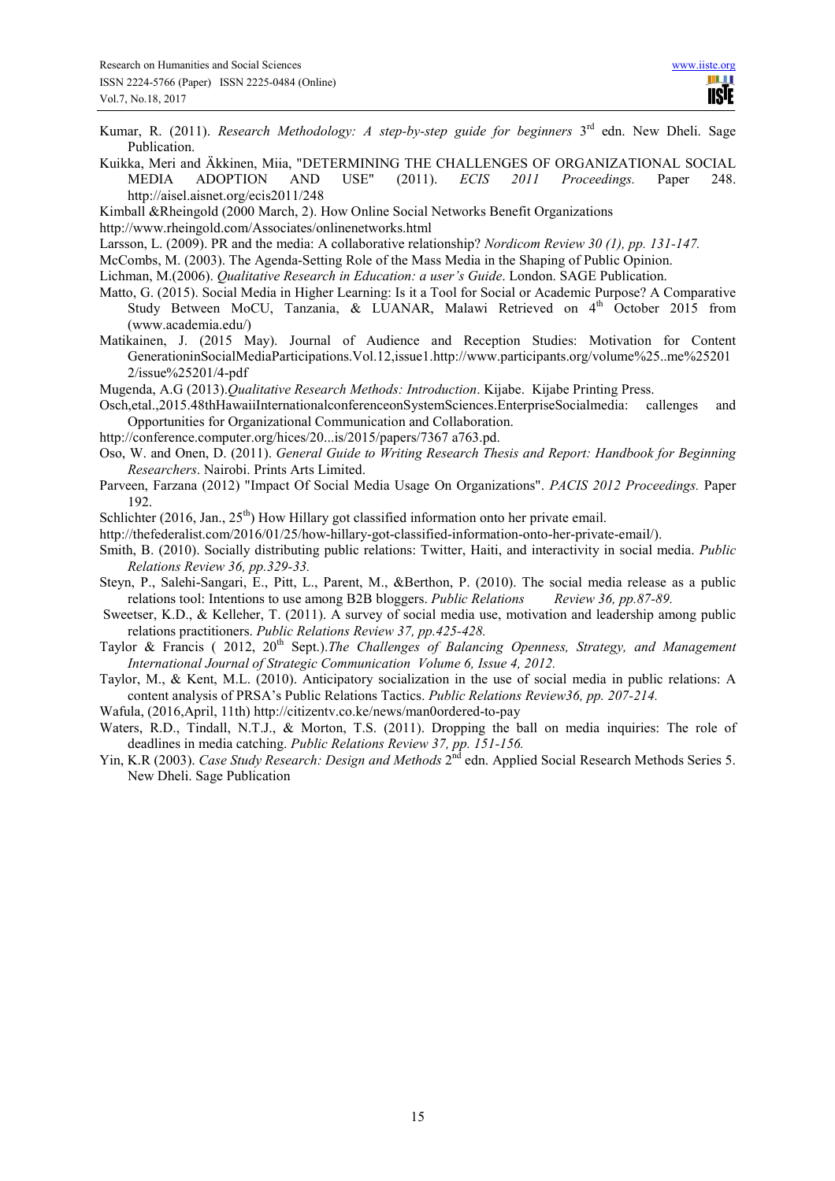Kumar, R. (2011). *Research Methodology: A step-by-step guide for beginners* 3rd edn. New Dheli. Sage Publication.

Kuikka, Meri and Äkkinen, Miia, "DETERMINING THE CHALLENGES OF ORGANIZATIONAL SOCIAL MEDIA ADOPTION AND USE" (2011). *ECIS 2011 Proceedings.* Paper 248. http://aisel.aisnet.org/ecis2011/248

Kimball &Rheingold (2000 March, 2). How Online Social Networks Benefit Organizations http://www.rheingold.com/Associates/onlinenetworks.html

Larsson, L. (2009). PR and the media: A collaborative relationship? *Nordicom Review 30 (1), pp. 131-147.*

McCombs, M. (2003). The Agenda-Setting Role of the Mass Media in the Shaping of Public Opinion.

Lichman, M.(2006). *Qualitative Research in Education: a user's Guide*. London. SAGE Publication.

Matto, G. (2015). Social Media in Higher Learning: Is it a Tool for Social or Academic Purpose? A Comparative Study Between MoCU, Tanzania, & LUANAR, Malawi Retrieved on 4th October 2015 from (www.academia.edu/)

Matikainen, J. (2015 May). Journal of Audience and Reception Studies: Motivation for Content GenerationinSocialMediaParticipations.Vol.12,issue1.http://www.participants.org/volume%25..me%25201 2/issue%25201/4-pdf

Mugenda, A.G (2013).*Qualitative Research Methods: Introduction*. Kijabe. Kijabe Printing Press.

Osch,etal.,2015.48thHawaiiInternationalconferenceonSystemSciences.EnterpriseSocialmedia: callenges and Opportunities for Organizational Communication and Collaboration. http://conference.computer.org/hices/20...is/2015/papers/7367 a763.pd.

Oso, W. and Onen, D. (2011). *General Guide to Writing Research Thesis and Report: Handbook for Beginning Researchers*. Nairobi. Prints Arts Limited.

Parveen, Farzana (2012) "Impact Of Social Media Usage On Organizations". *PACIS 2012 Proceedings.* Paper 192.

Schlichter (2016, Jan., 25th) How Hillary got classified information onto her private email. http://thefederalist.com/2016/01/25/how-hillary-got-classified-information-onto-her-private-email/).

Smith, B. (2010). Socially distributing public relations: Twitter, Haiti, and interactivity in social media. *Public Relations Review 36, pp.329-33.*

Steyn, P., Salehi-Sangari, E., Pitt, L., Parent, M., &Berthon, P. (2010). The social media release as a public relations tool: Intentions to use among B2B bloggers. *Public Relations Review 36, pp.87-89.*

Sweetser, K.D., & Kelleher, T. (2011). A survey of social media use, motivation and leadership among public relations practitioners. *Public Relations Review 37, pp.425-428.*

Taylor & Francis ( 2012, 20th Sept.).*The Challenges of Balancing Openness, Strategy, and Management International Journal of Strategic Communication Volume 6, Issue 4, 2012.*

Taylor, M., & Kent, M.L. (2010). Anticipatory socialization in the use of social media in public relations: A content analysis of PRSA's Public Relations Tactics. *Public Relations Review36, pp. 207-214.*

Wafula, (2016,April, 11th) http://citizentv.co.ke/news/man0ordered-to-pay

Waters, R.D., Tindall, N.T.J., & Morton, T.S. (2011). Dropping the ball on media inquiries: The role of deadlines in media catching. *Public Relations Review 37, pp. 151-156.*

Yin, K.R (2003). *Case Study Research: Design and Methods* 2nd edn. Applied Social Research Methods Series 5. New Dheli. Sage Publication